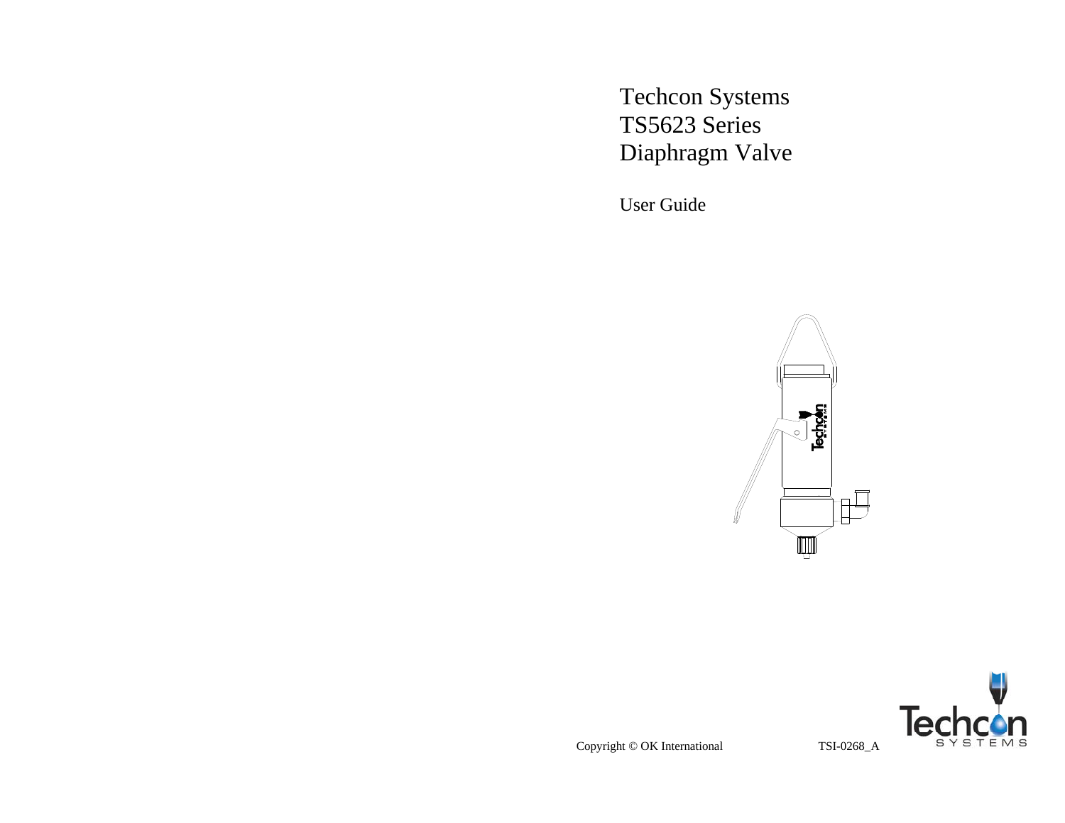# Techcon Systems TS5623 Series Diaphragm Valve

User Guide

Copyright © OK International TSI-0268_A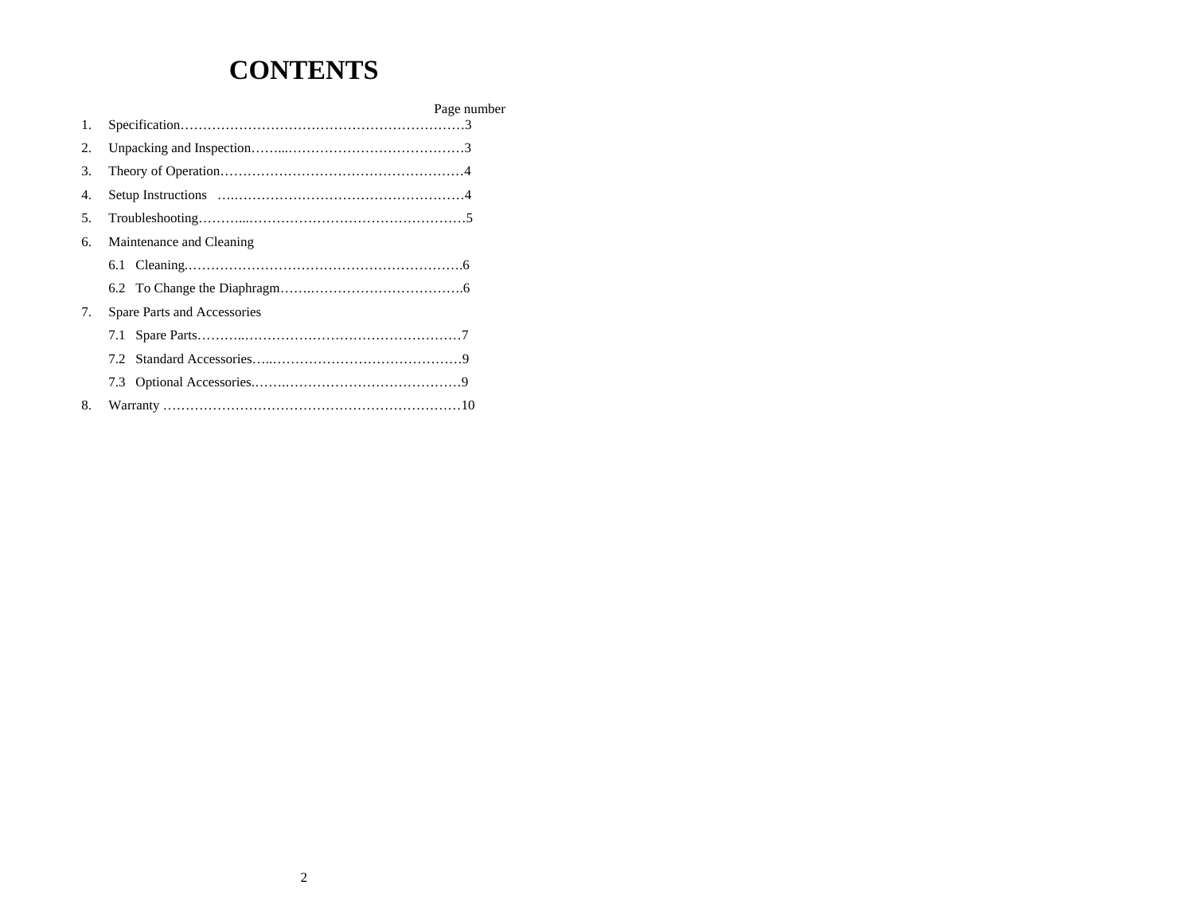# CONTENTS

Page number

1. Specification……………………………………………………….3
2. Unpacking and Inspection……...………………………………….3
3. Theory of Operation………………………………………………4
4. Setup Instructions ….……………………………………………4
5. Troubleshooting………...…………………………………………5
6. Maintenance and Cleaning
   6.1 Cleaning.…………………………………………………….6
   6.2 To Change the Diaphragm…….……………………………..6
7. Spare Parts and Accessories
   7.1 Spare Parts………..………………………………………….7
   7.2 Standard Accessories…..……………………………………9
   7.3 Optional Accessories.…….…………………………………9
8. Warranty …………………………………………………………10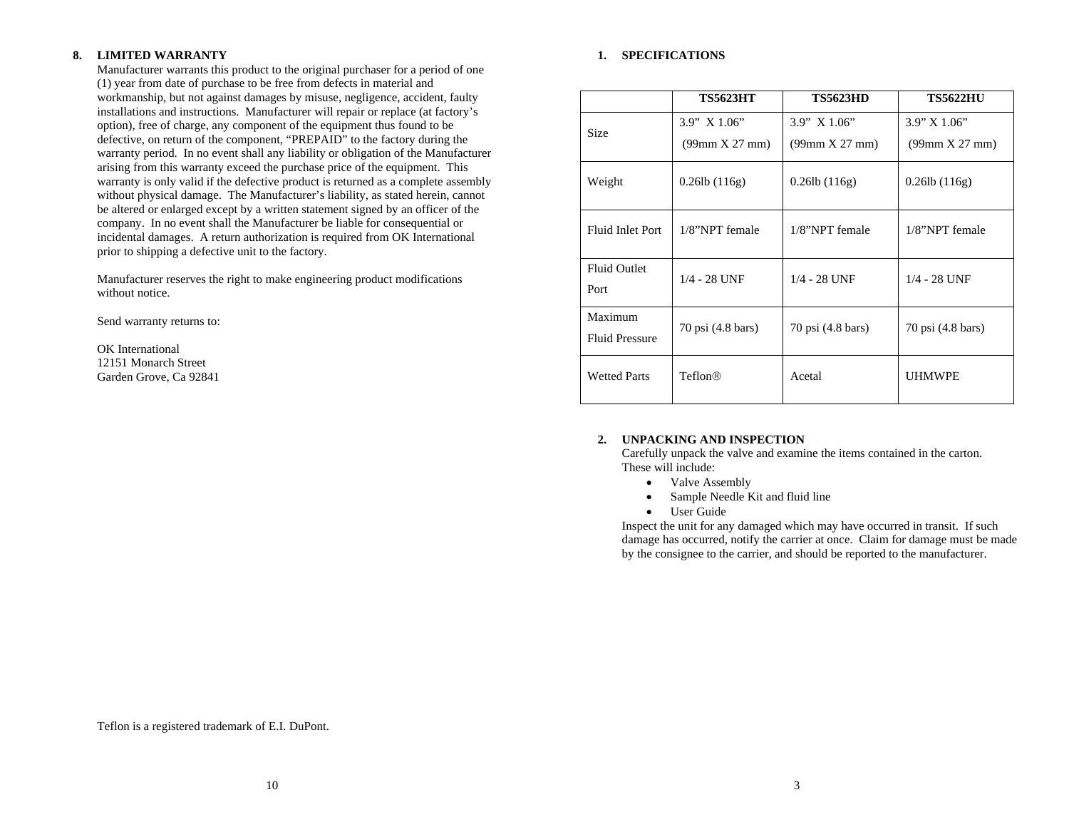## 8. LIMITED WARRANTY

Manufacturer warrants this product to the original purchaser for a period of one (1) year from date of purchase to be free from defects in material and workmanship, but not against damages by misuse, negligence, accident, faulty installations and instructions. Manufacturer will repair or replace (at factory's option), free of charge, any component of the equipment thus found to be defective, on return of the component, "PREPAID" to the factory during the warranty period. In no event shall any liability or obligation of the Manufacturer arising from this warranty exceed the purchase price of the equipment. This warranty is only valid if the defective product is returned as a complete assembly without physical damage. The Manufacturer's liability, as stated herein, cannot be altered or enlarged except by a written statement signed by an officer of the company. In no event shall the Manufacturer be liable for consequential or incidental damages. A return authorization is required from OK International prior to shipping a defective unit to the factory.

Manufacturer reserves the right to make engineering product modifications without notice.

Send warranty returns to:

OK International
12151 Monarch Street
Garden Grove, Ca 92841

Teflon is a registered trademark of E.I. DuPont.

## 1. SPECIFICATIONS

| | TS5623HT | TS5623HD | TS5622HU |
|---|---|---|---|
| Size | 3.9" X 1.06" (99mm X 27 mm) | 3.9" X 1.06" (99mm X 27 mm) | 3.9" X 1.06" (99mm X 27 mm) |
| Weight | 0.26lb (116g) | 0.26lb (116g) | 0.26lb (116g) |
| Fluid Inlet Port | 1/8"NPT female | 1/8"NPT female | 1/8"NPT female |
| Fluid Outlet Port | 1/4 - 28 UNF | 1/4 - 28 UNF | 1/4 - 28 UNF |
| Maximum Fluid Pressure | 70 psi (4.8 bars) | 70 psi (4.8 bars) | 70 psi (4.8 bars) |
| Wetted Parts | Teflon® | Acetal | UHMWPE |

## 2. UNPACKING AND INSPECTION

Carefully unpack the valve and examine the items contained in the carton. These will include:

- Valve Assembly
- Sample Needle Kit and fluid line
- User Guide

Inspect the unit for any damaged which may have occurred in transit. If such damage has occurred, notify the carrier at once. Claim for damage must be made by the consignee to the carrier, and should be reported to the manufacturer.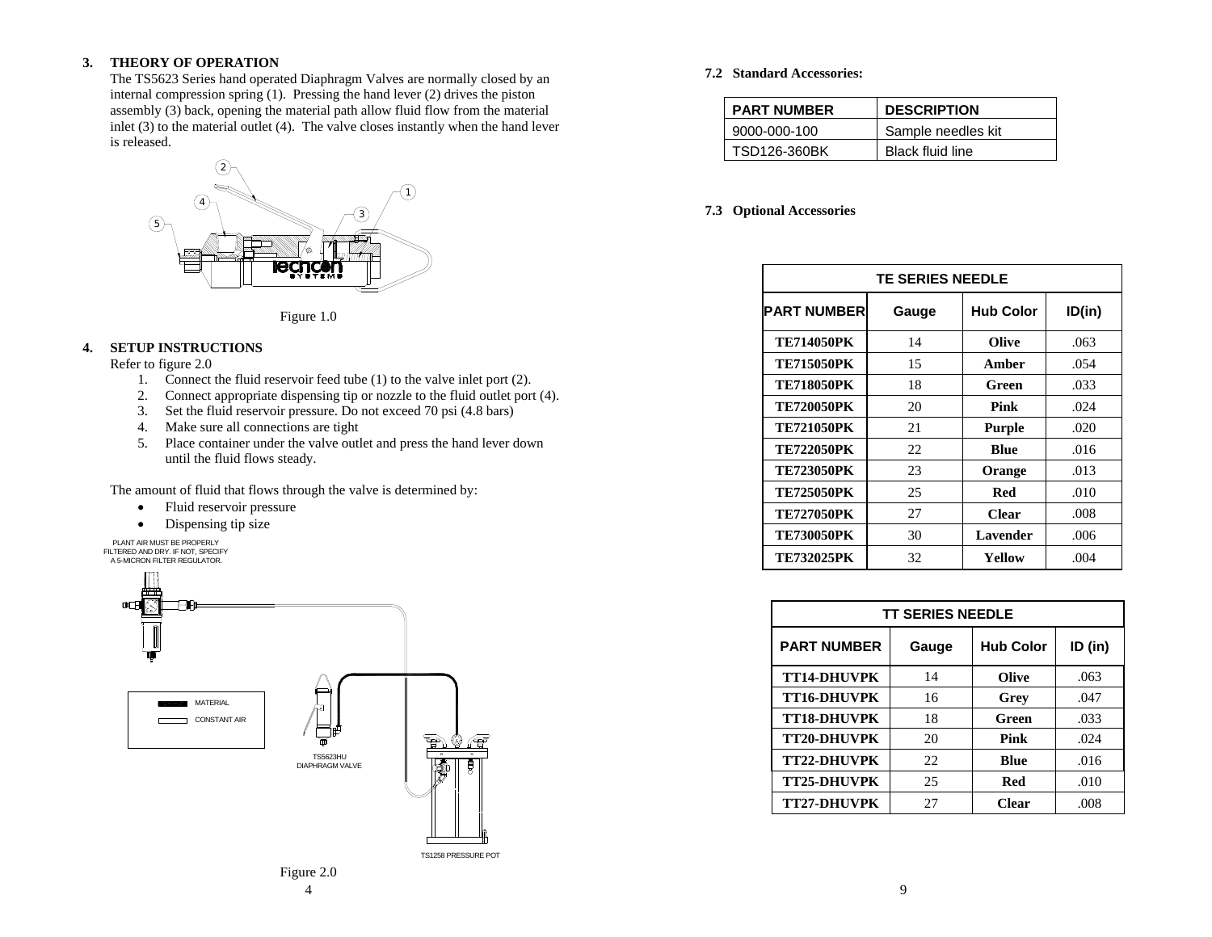## 3. THEORY OF OPERATION

The TS5623 Series hand operated Diaphragm Valves are normally closed by an internal compression spring (1). Pressing the hand lever (2) drives the piston assembly (3) back, opening the material path allow fluid flow from the material inlet (3) to the material outlet (4). The valve closes instantly when the hand lever is released.

Figure 1.0

## 4. SETUP INSTRUCTIONS

Refer to figure 2.0

1. Connect the fluid reservoir feed tube (1) to the valve inlet port (2).
2. Connect appropriate dispensing tip or nozzle to the fluid outlet port (4).
3. Set the fluid reservoir pressure. Do not exceed 70 psi (4.8 bars)
4. Make sure all connections are tight
5. Place container under the valve outlet and press the hand lever down until the fluid flows steady.

The amount of fluid that flows through the valve is determined by:

- Fluid reservoir pressure
- Dispensing tip size

PLANT AIR MUST BE PROPERLY FILTERED AND DRY. IF NOT, SPECIFY A 5-MICRON FILTER REGULATOR.

MATERIAL

CONSTANT AIR

TS5623HU DIAPHRAGM VALVE

TS1258 PRESSURE POT

Figure 2.0

### 7.2 Standard Accessories:

| PART NUMBER | DESCRIPTION |
|---|---|
| 9000-000-100 | Sample needles kit |
| TSD126-360BK | Black fluid line |

### 7.3 Optional Accessories

| TE SERIES NEEDLE | | | |
|---|---|---|---|
| **PART NUMBER** | **Gauge** | **Hub Color** | **ID(in)** |
| **TE714050PK** | 14 | **Olive** | .063 |
| **TE715050PK** | 15 | **Amber** | .054 |
| **TE718050PK** | 18 | **Green** | .033 |
| **TE720050PK** | 20 | **Pink** | .024 |
| **TE721050PK** | 21 | **Purple** | .020 |
| **TE722050PK** | 22 | **Blue** | .016 |
| **TE723050PK** | 23 | **Orange** | .013 |
| **TE725050PK** | 25 | **Red** | .010 |
| **TE727050PK** | 27 | **Clear** | .008 |
| **TE730050PK** | 30 | **Lavender** | .006 |
| **TE732025PK** | 32 | **Yellow** | .004 |

| TT SERIES NEEDLE | | | |
|---|---|---|---|
| **PART NUMBER** | **Gauge** | **Hub Color** | **ID (in)** |
| **TT14-DHUVPK** | 14 | **Olive** | .063 |
| **TT16-DHUVPK** | 16 | **Grey** | .047 |
| **TT18-DHUVPK** | 18 | **Green** | .033 |
| **TT20-DHUVPK** | 20 | **Pink** | .024 |
| **TT22-DHUVPK** | 22 | **Blue** | .016 |
| **TT25-DHUVPK** | 25 | **Red** | .010 |
| **TT27-DHUVPK** | 27 | **Clear** | .008 |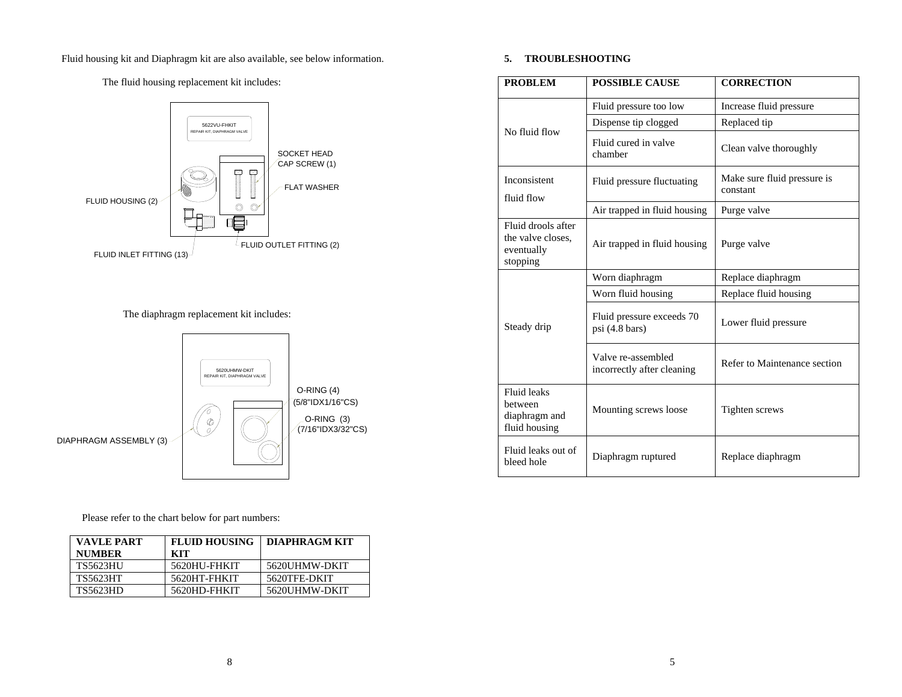Fluid housing kit and Diaphragm kit are also available, see below information.

The fluid housing replacement kit includes:

5622VU-FHKIT
REPAIR KIT, DIAPHRAGM VALVE

SOCKET HEAD CAP SCREW (1)

FLAT WASHER

FLUID HOUSING (2)

FLUID OUTLET FITTING (2)

FLUID INLET FITTING (13)

The diaphragm replacement kit includes:

5620UHMW-DKIT
REPAIR KIT, DIAPHRAGM VALVE

O-RING (4)
(5/8"IDX1/16"CS)

O-RING (3)
(7/16"IDX3/32"CS)

DIAPHRAGM ASSEMBLY (3)

Please refer to the chart below for part numbers:

| VAVLE PART NUMBER | FLUID HOUSING KIT | DIAPHRAGM KIT |
|---|---|---|
| TS5623HU | 5620HU-FHKIT | 5620UHMW-DKIT |
| TS5623HT | 5620HT-FHKIT | 5620TFE-DKIT |
| TS5623HD | 5620HD-FHKIT | 5620UHMW-DKIT |

## 5. TROUBLESHOOTING

| PROBLEM | POSSIBLE CAUSE | CORRECTION |
|---|---|---|
| No fluid flow | Fluid pressure too low | Increase fluid pressure |
| | Dispense tip clogged | Replaced tip |
| | Fluid cured in valve chamber | Clean valve thoroughly |
| Inconsistent fluid flow | Fluid pressure fluctuating | Make sure fluid pressure is constant |
| | Air trapped in fluid housing | Purge valve |
| Fluid drools after the valve closes, eventually stopping | Air trapped in fluid housing | Purge valve |
| Steady drip | Worn diaphragm | Replace diaphragm |
| | Worn fluid housing | Replace fluid housing |
| | Fluid pressure exceeds 70 psi (4.8 bars) | Lower fluid pressure |
| | Valve re-assembled incorrectly after cleaning | Refer to Maintenance section |
| Fluid leaks between diaphragm and fluid housing | Mounting screws loose | Tighten screws |
| Fluid leaks out of bleed hole | Diaphragm ruptured | Replace diaphragm |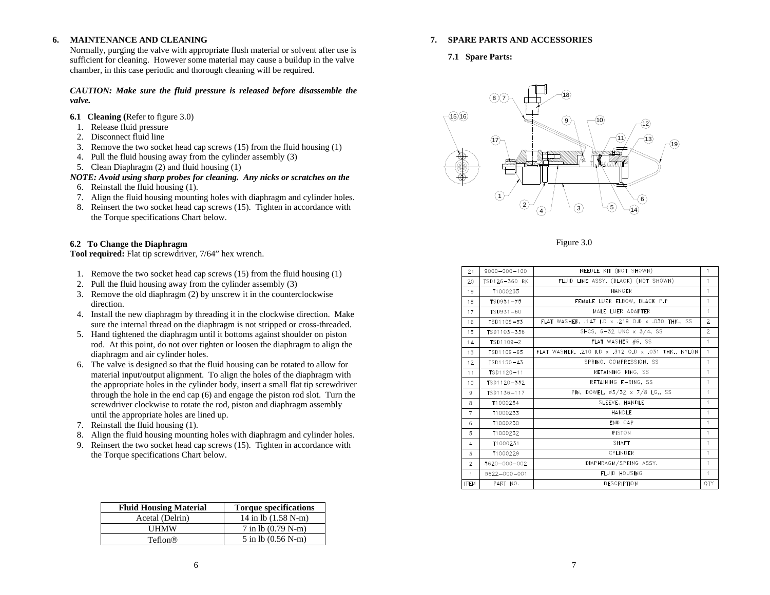## 6. MAINTENANCE AND CLEANING

Normally, purging the valve with appropriate flush material or solvent after use is sufficient for cleaning. However some material may cause a buildup in the valve chamber, in this case periodic and thorough cleaning will be required.

***CAUTION: Make sure the fluid pressure is released before disassemble the valve.***

### 6.1 Cleaning (Refer to figure 3.0)

1. Release fluid pressure
2. Disconnect fluid line
3. Remove the two socket head cap screws (15) from the fluid housing (1)
4. Pull the fluid housing away from the cylinder assembly (3)
5. Clean Diaphragm (2) and fluid housing (1)

***NOTE: Avoid using sharp probes for cleaning. Any nicks or scratches on the***

6. Reinstall the fluid housing (1).
7. Align the fluid housing mounting holes with diaphragm and cylinder holes.
8. Reinsert the two socket head cap screws (15). Tighten in accordance with the Torque specifications Chart below.

### 6.2 To Change the Diaphragm

**Tool required:** Flat tip screwdriver, 7/64" hex wrench.

1. Remove the two socket head cap screws (15) from the fluid housing (1)
2. Pull the fluid housing away from the cylinder assembly (3)
3. Remove the old diaphragm (2) by unscrew it in the counterclockwise direction.
4. Install the new diaphragm by threading it in the clockwise direction. Make sure the internal thread on the diaphragm is not stripped or cross-threaded.
5. Hand tightened the diaphragm until it bottoms against shoulder on piston rod. At this point, do not over tighten or loosen the diaphragm to align the diaphragm and air cylinder holes.
6. The valve is designed so that the fluid housing can be rotated to allow for material input/output alignment. To align the holes of the diaphragm with the appropriate holes in the cylinder body, insert a small flat tip screwdriver through the hole in the end cap (6) and engage the piston rod slot. Turn the screwdriver clockwise to rotate the rod, piston and diaphragm assembly until the appropriate holes are lined up.
7. Reinstall the fluid housing (1).
8. Align the fluid housing mounting holes with diaphragm and cylinder holes.
9. Reinsert the two socket head cap screws (15). Tighten in accordance with the Torque specifications Chart below.

| Fluid Housing Material | Torque specifications |
|---|---|
| Acetal (Delrin) | 14 in lb (1.58 N-m) |
| UHMW | 7 in lb (0.79 N-m) |
| Teflon® | 5 in lb (0.56 N-m) |

## 7. SPARE PARTS AND ACCESSORIES

### 7.1 Spare Parts:

8 7 18 15 16 9 10 12 17 11 13 19 1 6 2 4 3 5 14

Figure 3.0

| ITEM | PART NO. | DESCRIPTION | QTY |
|---|---|---|---|
| 21 | 9000-000-100 | NEEDLE KIT (NOT SHOWN) | 1 |
| 20 | TSD126-360 BK | FLUID LINE ASSY. (BLACK) (NOT SHOWN) | 1 |
| 19 | T1000235 | HANGER | 1 |
| 18 | TSD931-75 | FEMALE LUER ELBOW, BLACK P.P | 1 |
| 17 | TSD931-60 | MALE LUER ADAPTER | 1 |
| 16 | TSD1109-53 | FLAT WASHER, .147 I.D x .219 O.D x .030 THK., SS | 2 |
| 15 | TSD1103-336 | SHCS, 6-32 UNC x 3/4, SS | 2 |
| 14 | TSD1109-2 | FLAT WASHER #6, SS | 1 |
| 13 | TSD1109-65 | FLAT WASHER, .210 I.D x .312 O.D x .031 THK., NYLON | 1 |
| 12 | TSD1150-43 | SPRING, COMPRESSION, SS | 1 |
| 11 | TSD1120-11 | RETAINING RING, SS | 1 |
| 10 | TSD1120-332 | RETAINING E-RING, SS | 1 |
| 9 | TSD1136-117 | PIN, DOWEL, ø3/32 x 7/8 LG., SS | 1 |
| 8 | T1000234 | SLEEVE, HANDLE | 1 |
| 7 | T1000233 | HANDLE | 1 |
| 6 | T1000230 | END CAP | 1 |
| 5 | T1000232 | PISTON | 1 |
| 4 | T1000231 | SHAFT | 1 |
| 3 | T1000229 | CYLINDER | 1 |
| 2 | 5620-000-002 | DIAPHRAGM/SPRING ASSY. | 1 |
| 1 | 5622-000-001 | FLUID HOUSING | 1 |